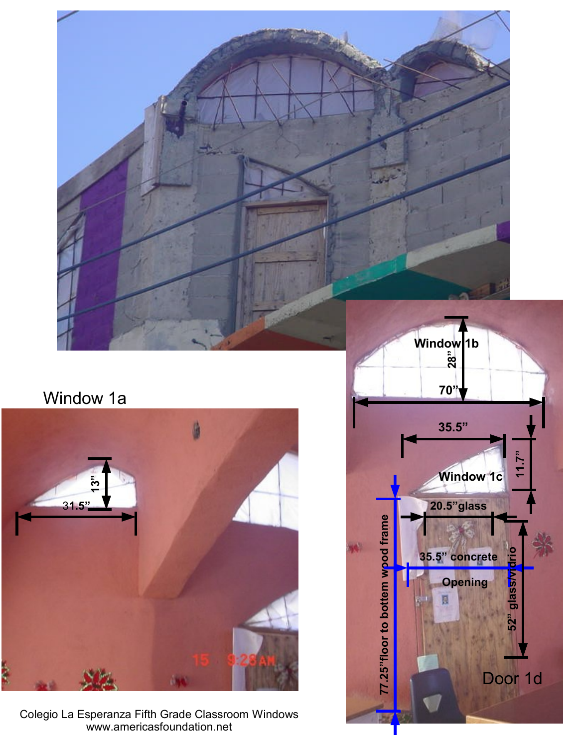Window 1a

13"

31.5"

Window 1b

28"

70"

35.5"

11.7"

Window 1c

20.5"glass

35.5" concrete

Opening

77.25"floor to bottom wood frame

52" glass/vidrio

Door 1d

Colegio La Esperanza Fifth Grade Classroom Windows
www.americasfoundation.net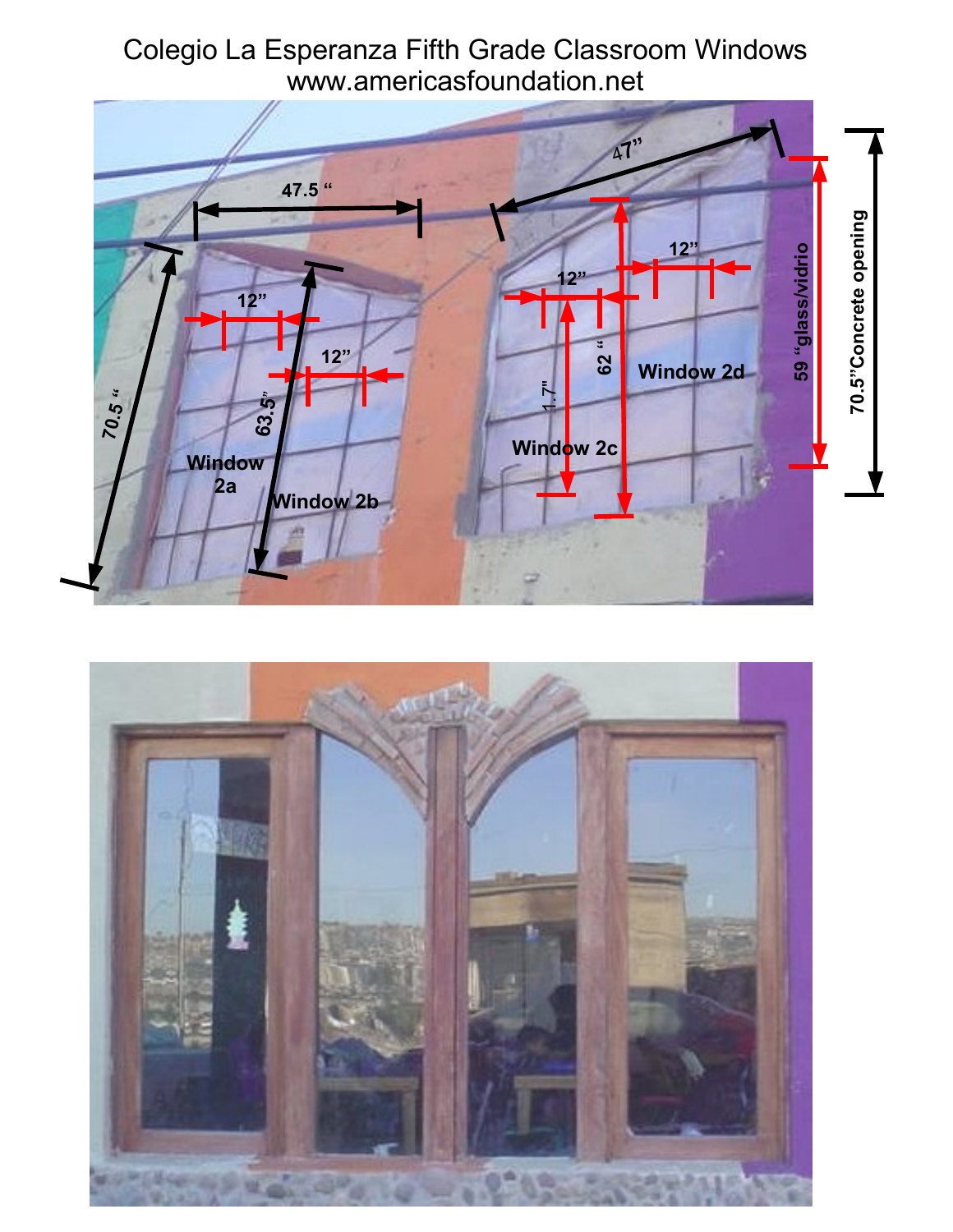Colegio La Esperanza Fifth Grade Classroom Windows

www.americasfoundation.net

47.5 "

47"

12"

12"

12"

12"

70.5 "

63.5"

1.7"

62 "

59 "glass/vidrio

70.5"Concrete opening

Window 2a

Window 2b

Window 2c

Window 2d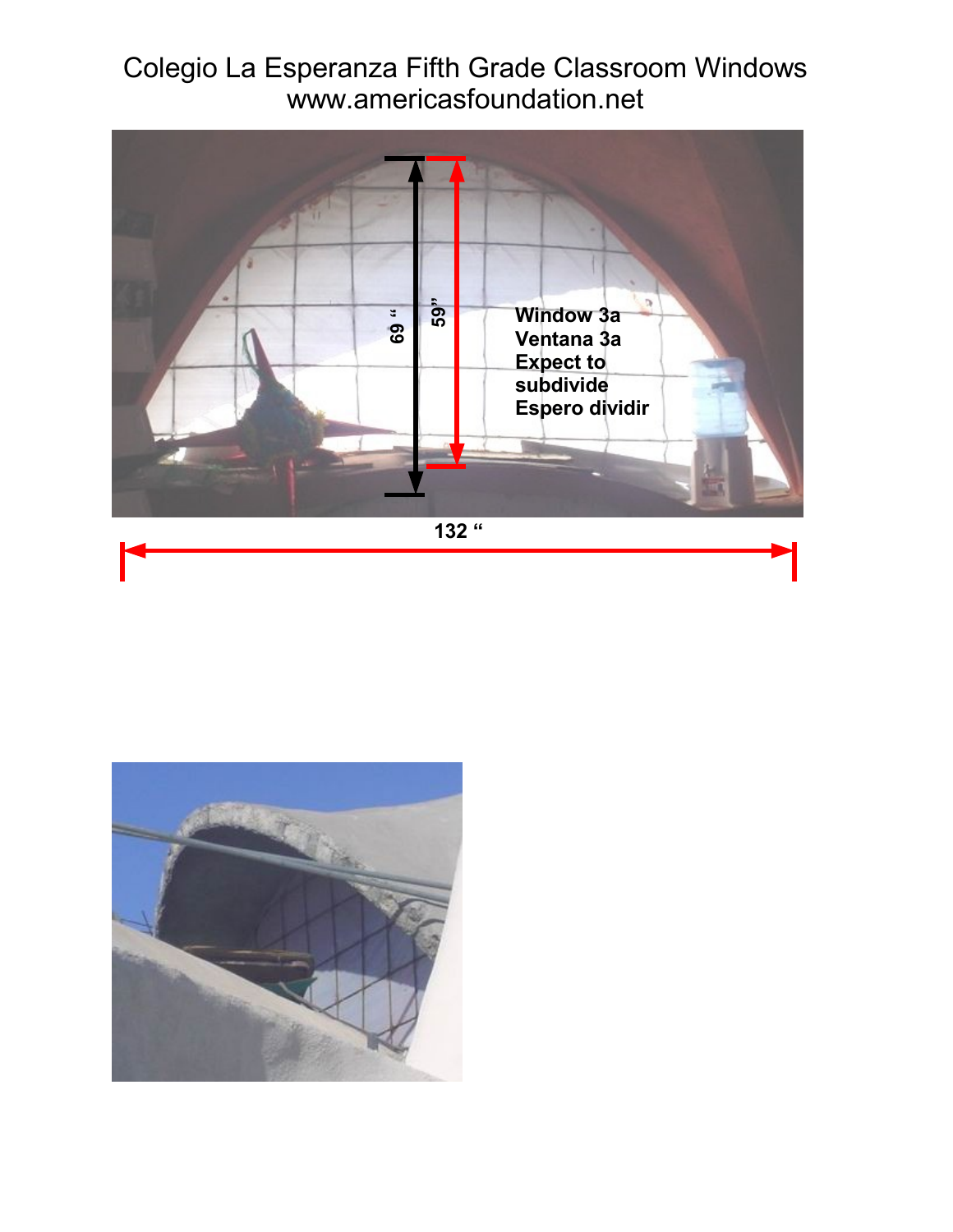Colegio La Esperanza Fifth Grade Classroom Windows
www.americasfoundation.net

69 "

59"

Window 3a
Ventana 3a
Expect to
subdivide
Espero dividir

132 "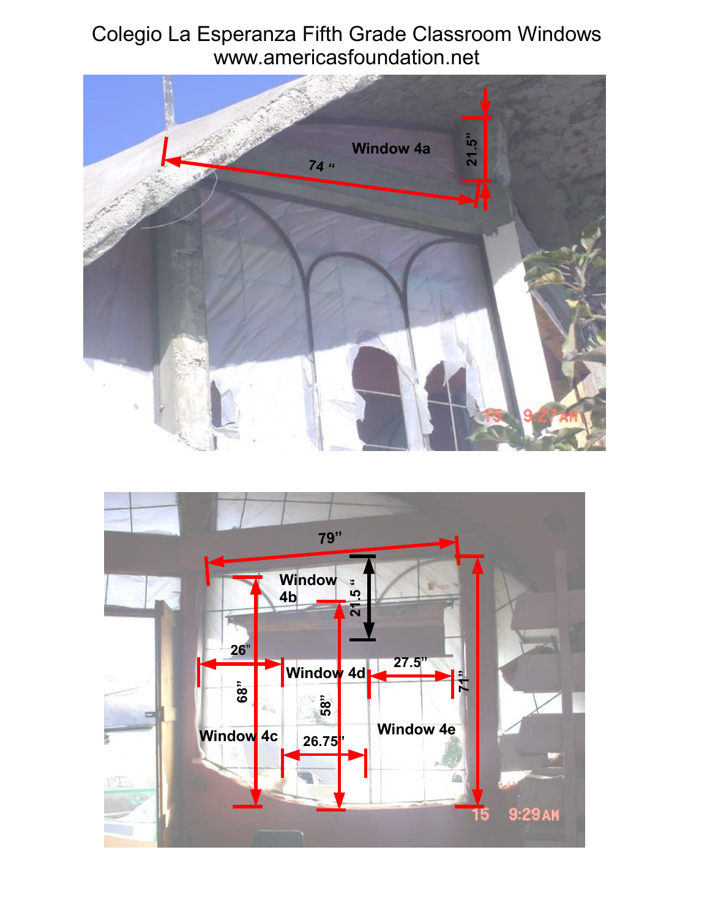# Colegio La Esperanza Fifth Grade Classroom Windows

www.americasfoundation.net

Window 4a

74 "

21.5"

79"

Window 4b

21.5 "

26"

Window 4d

27.5"

68"

58"

71"

Window 4c

26.75"

Window 4e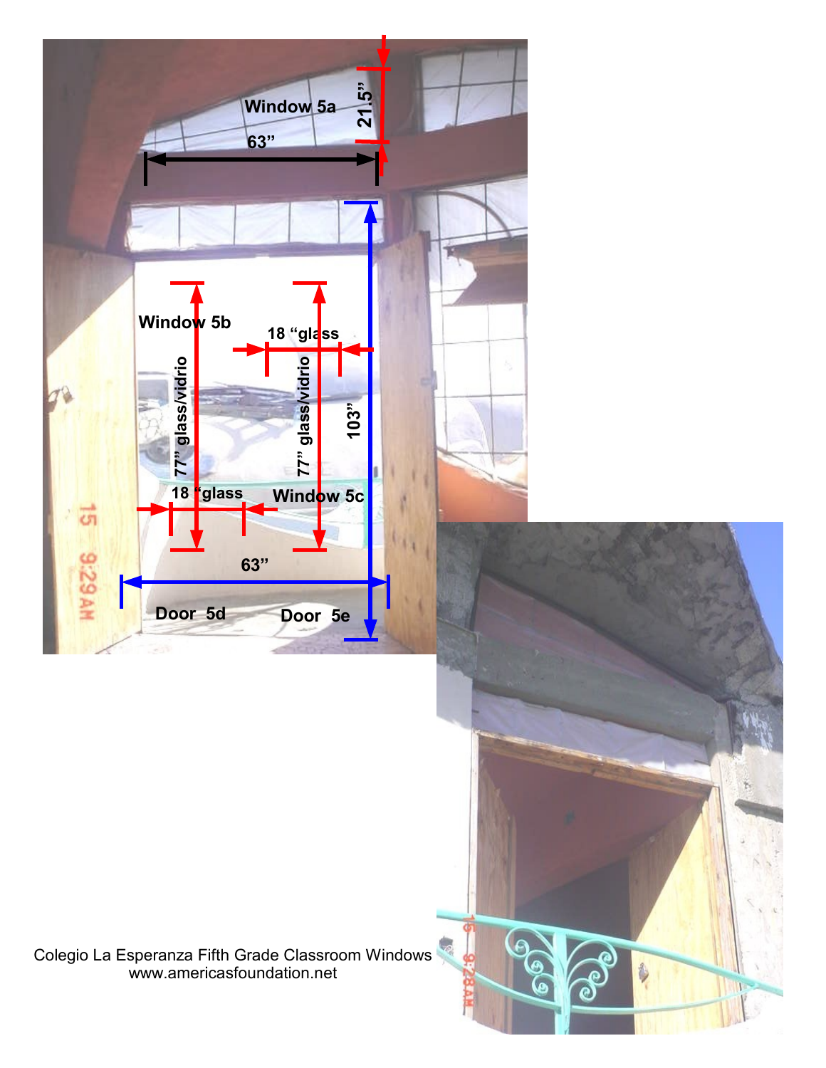Window 5a

63”

21.5”

Window 5b

18 “glass

77” glass/vidrio

77” glass/vidrio

103”

18 “glass

Window 5c

63”

Door 5d

Door 5e

Colegio La Esperanza Fifth Grade Classroom Windows
www.americasfoundation.net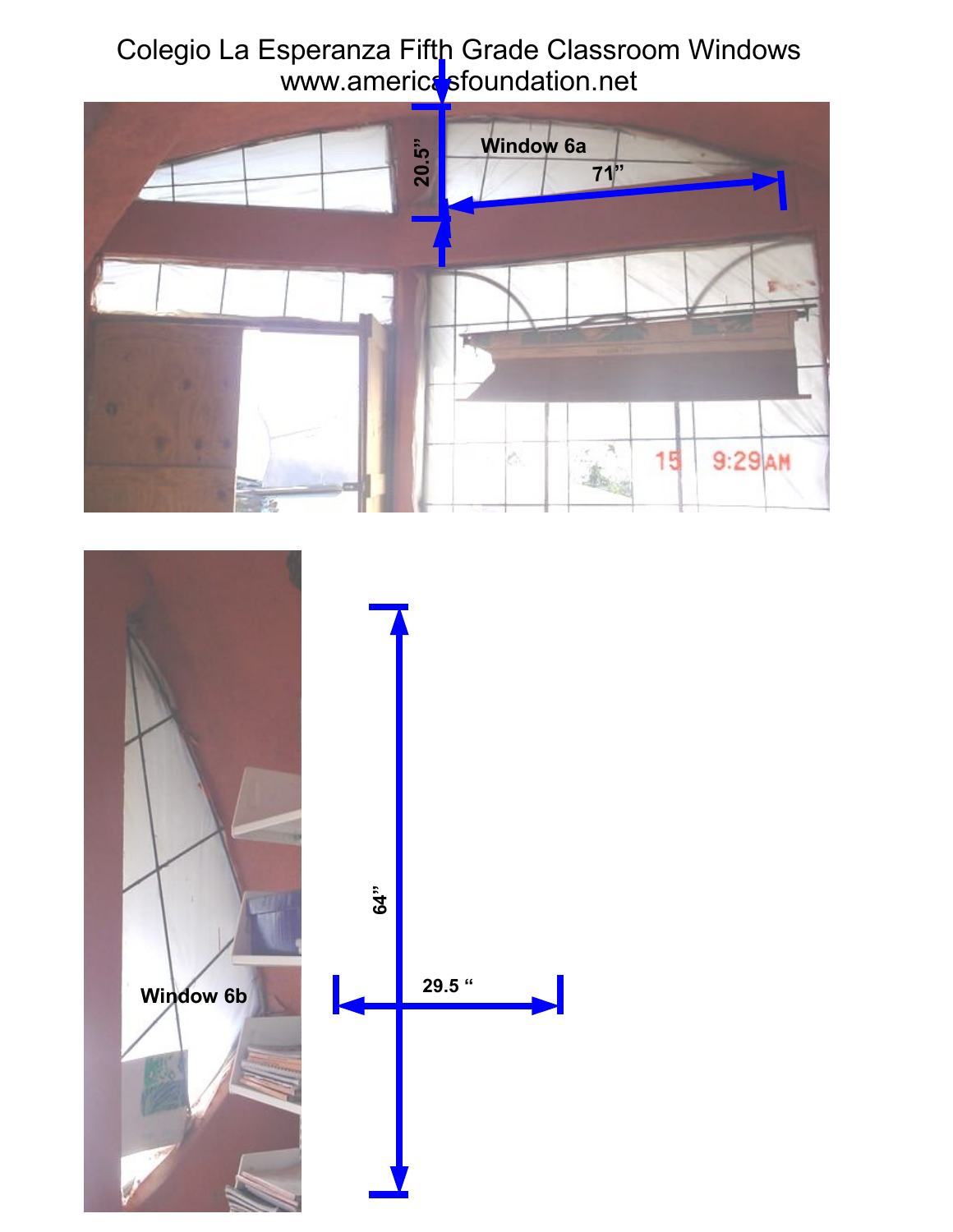# Colegio La Esperanza Fifth Grade Classroom Windows

www.americasfoundation.net

Window 6a

20.5”

71”

Window 6b

64”

29.5 “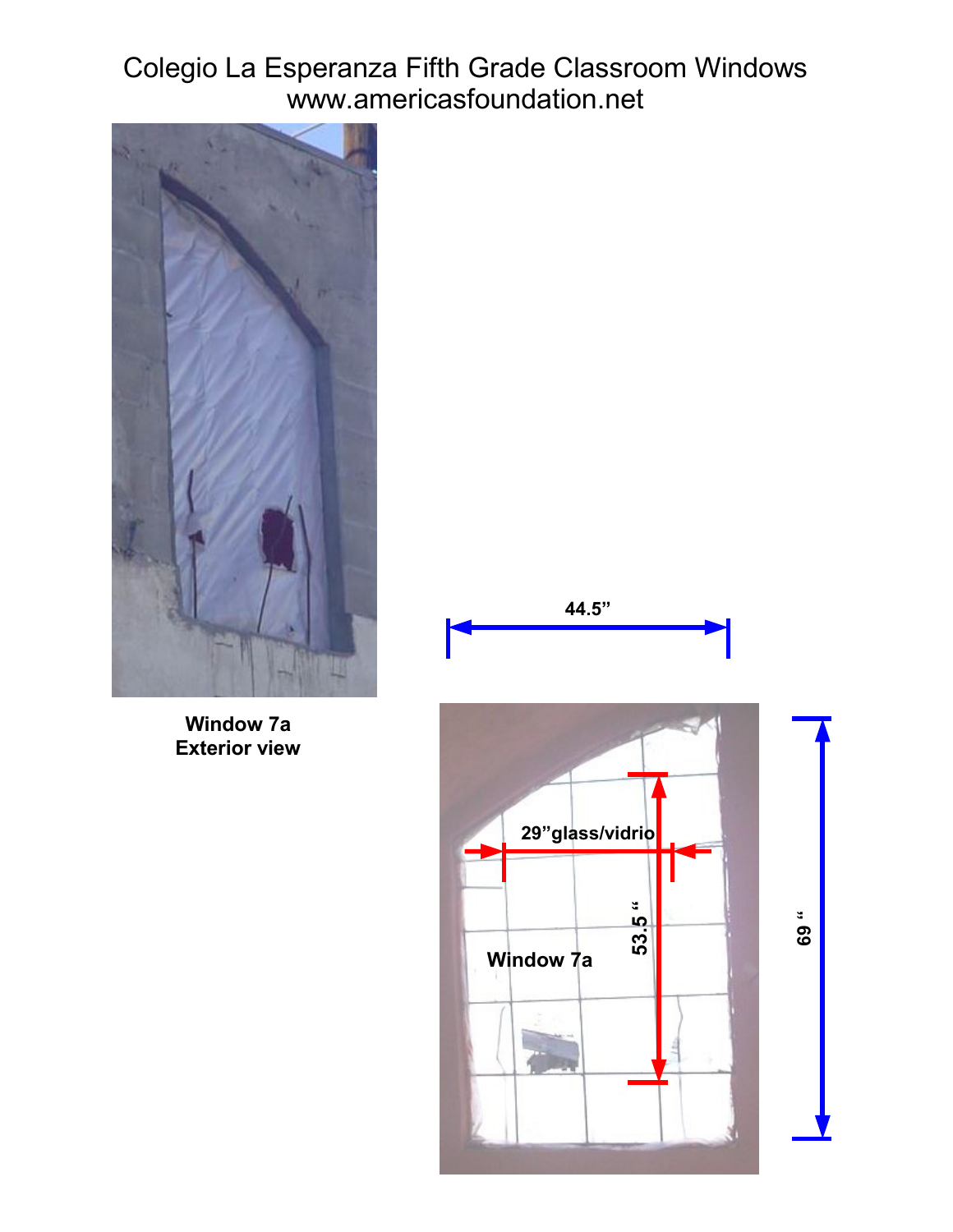Colegio La Esperanza Fifth Grade Classroom Windows
www.americasfoundation.net

**Window 7a**
**Exterior view**

**44.5”**

**29”glass/vidrio**

**53.5 “**

**69 “**

**Window 7a**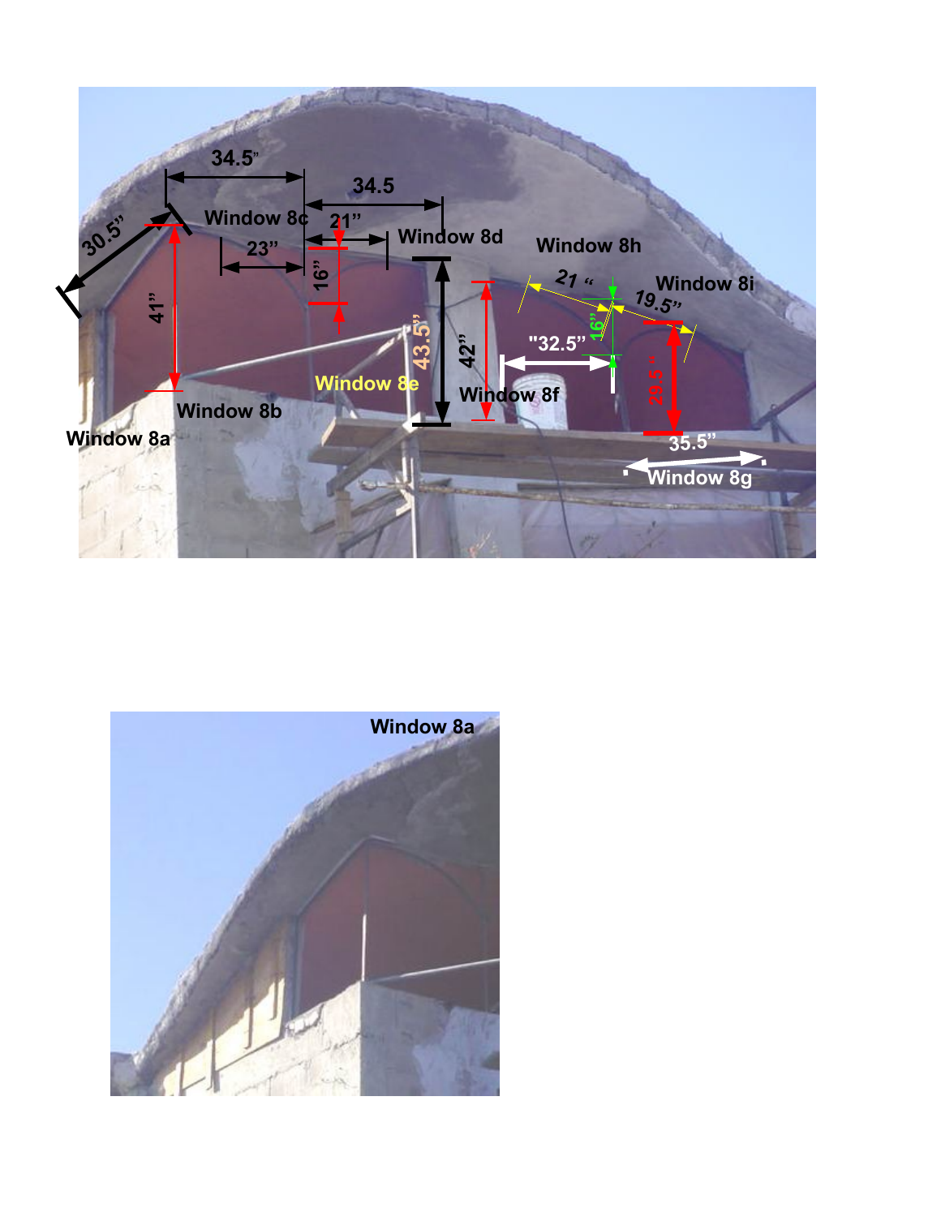34.5"

34.5

30.5"

Window 8c

21"

Window 8d

Window 8h

23"

16"

21"

Window 8i

16"

19.5"

41"

43.5"

42"

"32.5"

29.5"

Window 8e

Window 8f

Window 8b

Window 8a

35.5"

Window 8g

Window 8a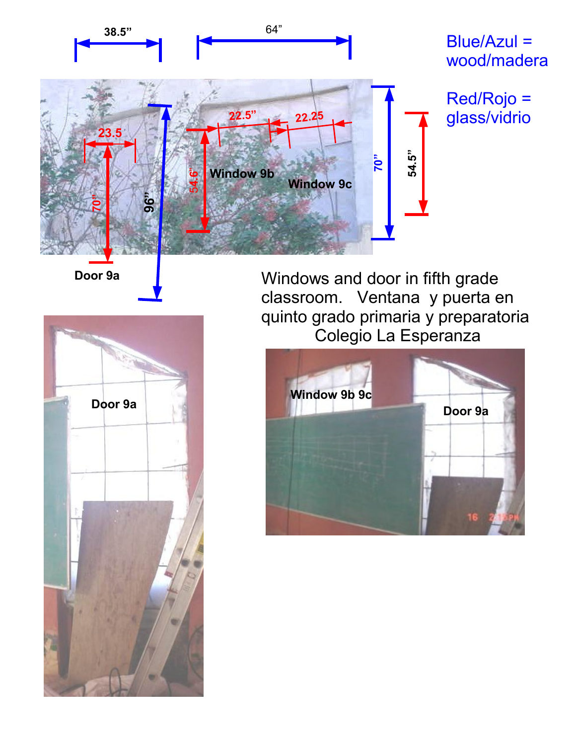Blue/Azul = wood/madera

Red/Rojo = glass/vidrio

Windows and door in fifth grade classroom. Ventana y puerta en quinto grado primaria y preparatoria Colegio La Esperanza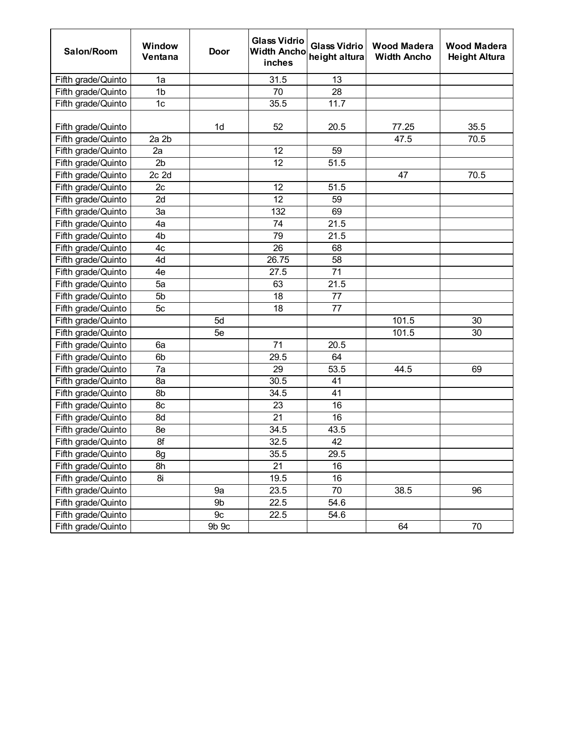| Salon/Room | Window Ventana | Door | Glass Vidrio Width Ancho inches | Glass Vidrio height altura | Wood Madera Width Ancho | Wood Madera Height Altura |
|---|---|---|---|---|---|---|
| Fifth grade/Quinto | 1a | | 31.5 | 13 | | |
| Fifth grade/Quinto | 1b | | 70 | 28 | | |
| Fifth grade/Quinto | 1c | | 35.5 | 11.7 | | |
| Fifth grade/Quinto | | 1d | 52 | 20.5 | 77.25 | 35.5 |
| Fifth grade/Quinto | 2a 2b | | | | 47.5 | 70.5 |
| Fifth grade/Quinto | 2a | | 12 | 59 | | |
| Fifth grade/Quinto | 2b | | 12 | 51.5 | | |
| Fifth grade/Quinto | 2c 2d | | | | 47 | 70.5 |
| Fifth grade/Quinto | 2c | | 12 | 51.5 | | |
| Fifth grade/Quinto | 2d | | 12 | 59 | | |
| Fifth grade/Quinto | 3a | | 132 | 69 | | |
| Fifth grade/Quinto | 4a | | 74 | 21.5 | | |
| Fifth grade/Quinto | 4b | | 79 | 21.5 | | |
| Fifth grade/Quinto | 4c | | 26 | 68 | | |
| Fifth grade/Quinto | 4d | | 26.75 | 58 | | |
| Fifth grade/Quinto | 4e | | 27.5 | 71 | | |
| Fifth grade/Quinto | 5a | | 63 | 21.5 | | |
| Fifth grade/Quinto | 5b | | 18 | 77 | | |
| Fifth grade/Quinto | 5c | | 18 | 77 | | |
| Fifth grade/Quinto | | 5d | | | 101.5 | 30 |
| Fifth grade/Quinto | | 5e | | | 101.5 | 30 |
| Fifth grade/Quinto | 6a | | 71 | 20.5 | | |
| Fifth grade/Quinto | 6b | | 29.5 | 64 | | |
| Fifth grade/Quinto | 7a | | 29 | 53.5 | 44.5 | 69 |
| Fifth grade/Quinto | 8a | | 30.5 | 41 | | |
| Fifth grade/Quinto | 8b | | 34.5 | 41 | | |
| Fifth grade/Quinto | 8c | | 23 | 16 | | |
| Fifth grade/Quinto | 8d | | 21 | 16 | | |
| Fifth grade/Quinto | 8e | | 34.5 | 43.5 | | |
| Fifth grade/Quinto | 8f | | 32.5 | 42 | | |
| Fifth grade/Quinto | 8g | | 35.5 | 29.5 | | |
| Fifth grade/Quinto | 8h | | 21 | 16 | | |
| Fifth grade/Quinto | 8i | | 19.5 | 16 | | |
| Fifth grade/Quinto | | 9a | 23.5 | 70 | 38.5 | 96 |
| Fifth grade/Quinto | | 9b | 22.5 | 54.6 | | |
| Fifth grade/Quinto | | 9c | 22.5 | 54.6 | | |
| Fifth grade/Quinto | | 9b 9c | | | 64 | 70 |